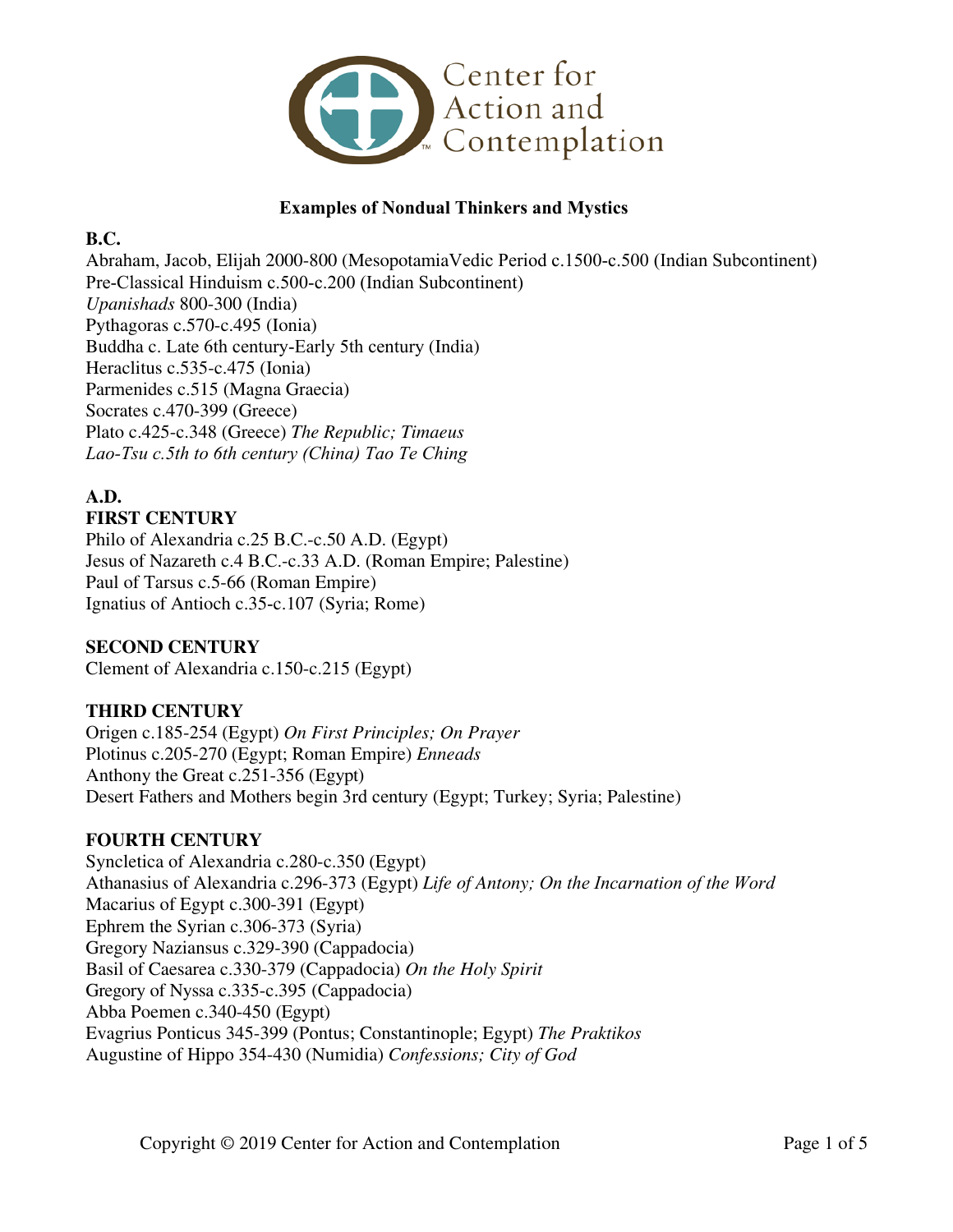# Examples of Nondual Thinkers and Mystics

**B.C.**

Abraham, Jacob, Elijah 2000-800 (MesopotamiaVedic Period c.1500-c.500 (Indian Subcontinent)
Pre-Classical Hinduism c.500-c.200 (Indian Subcontinent)
*Upanishads* 800-300 (India)
Pythagoras c.570-c.495 (Ionia)
Buddha c. Late 6th century-Early 5th century (India)
Heraclitus c.535-c.475 (Ionia)
Parmenides c.515 (Magna Graecia)
Socrates c.470-399 (Greece)
Plato c.425-c.348 (Greece) *The Republic; Timaeus*
*Lao-Tsu c.5th to 6th century (China) Tao Te Ching*

**A.D.**

**FIRST CENTURY**

Philo of Alexandria c.25 B.C.-c.50 A.D. (Egypt)
Jesus of Nazareth c.4 B.C.-c.33 A.D. (Roman Empire; Palestine)
Paul of Tarsus c.5-66 (Roman Empire)
Ignatius of Antioch c.35-c.107 (Syria; Rome)

**SECOND CENTURY**

Clement of Alexandria c.150-c.215 (Egypt)

**THIRD CENTURY**

Origen c.185-254 (Egypt) *On First Principles; On Prayer*
Plotinus c.205-270 (Egypt; Roman Empire) *Enneads*
Anthony the Great c.251-356 (Egypt)
Desert Fathers and Mothers begin 3rd century (Egypt; Turkey; Syria; Palestine)

**FOURTH CENTURY**

Syncletica of Alexandria c.280-c.350 (Egypt)
Athanasius of Alexandria c.296-373 (Egypt) *Life of Antony; On the Incarnation of the Word*
Macarius of Egypt c.300-391 (Egypt)
Ephrem the Syrian c.306-373 (Syria)
Gregory Naziansus c.329-390 (Cappadocia)
Basil of Caesarea c.330-379 (Cappadocia) *On the Holy Spirit*
Gregory of Nyssa c.335-c.395 (Cappadocia)
Abba Poemen c.340-450 (Egypt)
Evagrius Ponticus 345-399 (Pontus; Constantinople; Egypt) *The Praktikos*
Augustine of Hippo 354-430 (Numidia) *Confessions; City of God*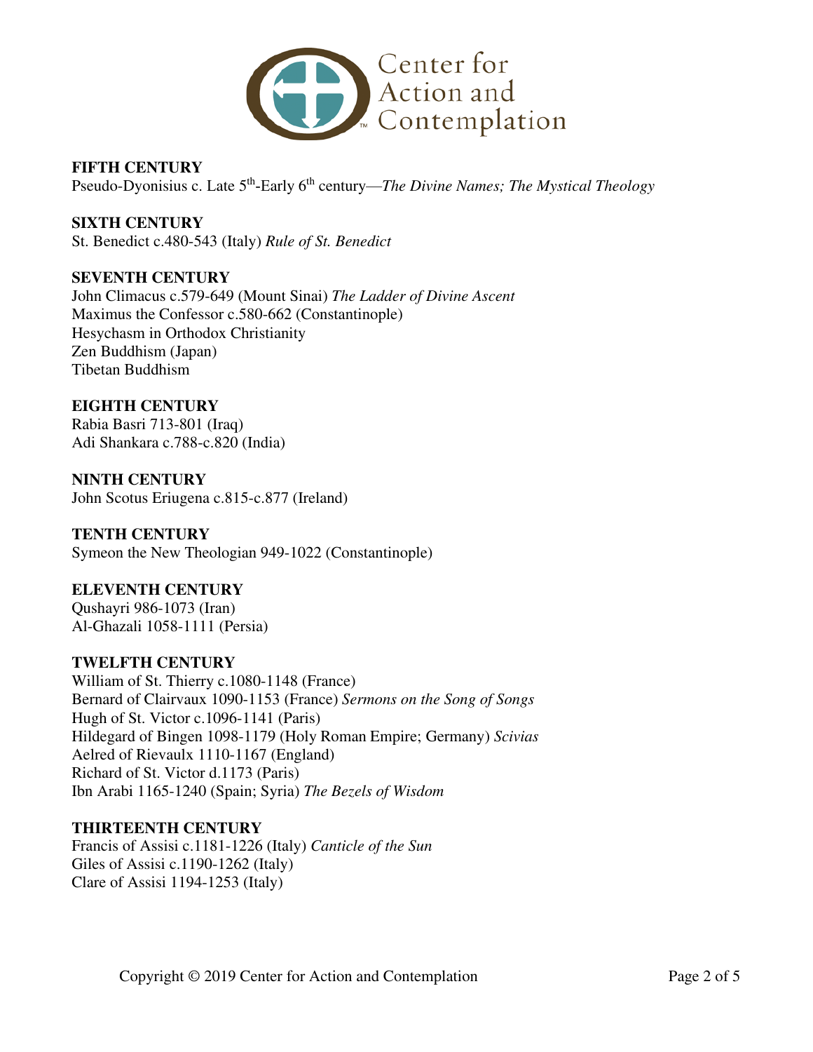**FIFTH CENTURY**

Pseudo-Dyonisius c. Late 5th-Early 6th century—*The Divine Names; The Mystical Theology*

**SIXTH CENTURY**

St. Benedict c.480-543 (Italy) *Rule of St. Benedict*

**SEVENTH CENTURY**

John Climacus c.579-649 (Mount Sinai) *The Ladder of Divine Ascent*
Maximus the Confessor c.580-662 (Constantinople)
Hesychasm in Orthodox Christianity
Zen Buddhism (Japan)
Tibetan Buddhism

**EIGHTH CENTURY**

Rabia Basri 713-801 (Iraq)
Adi Shankara c.788-c.820 (India)

**NINTH CENTURY**

John Scotus Eriugena c.815-c.877 (Ireland)

**TENTH CENTURY**

Symeon the New Theologian 949-1022 (Constantinople)

**ELEVENTH CENTURY**

Qushayri 986-1073 (Iran)
Al-Ghazali 1058-1111 (Persia)

**TWELFTH CENTURY**

William of St. Thierry c.1080-1148 (France)
Bernard of Clairvaux 1090-1153 (France) *Sermons on the Song of Songs*
Hugh of St. Victor c.1096-1141 (Paris)
Hildegard of Bingen 1098-1179 (Holy Roman Empire; Germany) *Scivias*
Aelred of Rievaulx 1110-1167 (England)
Richard of St. Victor d.1173 (Paris)
Ibn Arabi 1165-1240 (Spain; Syria) *The Bezels of Wisdom*

**THIRTEENTH CENTURY**

Francis of Assisi c.1181-1226 (Italy) *Canticle of the Sun*
Giles of Assisi c.1190-1262 (Italy)
Clare of Assisi 1194-1253 (Italy)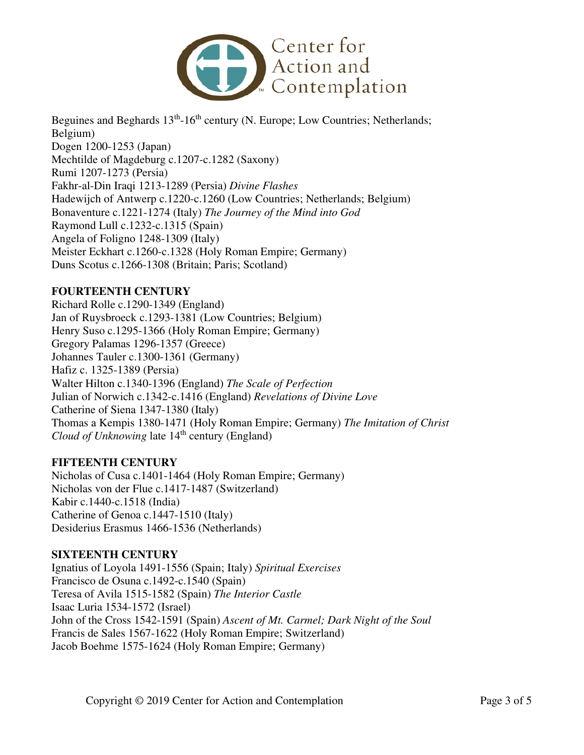Beguines and Beghards 13th-16th century (N. Europe; Low Countries; Netherlands; Belgium)
Dogen 1200-1253 (Japan)
Mechtilde of Magdeburg c.1207-c.1282 (Saxony)
Rumi 1207-1273 (Persia)
Fakhr-al-Din Iraqi 1213-1289 (Persia) *Divine Flashes*
Hadewijch of Antwerp c.1220-c.1260 (Low Countries; Netherlands; Belgium)
Bonaventure c.1221-1274 (Italy) *The Journey of the Mind into God*
Raymond Lull c.1232-c.1315 (Spain)
Angela of Foligno 1248-1309 (Italy)
Meister Eckhart c.1260-c.1328 (Holy Roman Empire; Germany)
Duns Scotus c.1266-1308 (Britain; Paris; Scotland)

**FOURTEENTH CENTURY**

Richard Rolle c.1290-1349 (England)
Jan of Ruysbroeck c.1293-1381 (Low Countries; Belgium)
Henry Suso c.1295-1366 (Holy Roman Empire; Germany)
Gregory Palamas 1296-1357 (Greece)
Johannes Tauler c.1300-1361 (Germany)
Hafiz c. 1325-1389 (Persia)
Walter Hilton c.1340-1396 (England) *The Scale of Perfection*
Julian of Norwich c.1342-c.1416 (England) *Revelations of Divine Love*
Catherine of Siena 1347-1380 (Italy)
Thomas a Kempis 1380-1471 (Holy Roman Empire; Germany) *The Imitation of Christ*
*Cloud of Unknowing* late 14th century (England)

**FIFTEENTH CENTURY**

Nicholas of Cusa c.1401-1464 (Holy Roman Empire; Germany)
Nicholas von der Flue c.1417-1487 (Switzerland)
Kabir c.1440-c.1518 (India)
Catherine of Genoa c.1447-1510 (Italy)
Desiderius Erasmus 1466-1536 (Netherlands)

**SIXTEENTH CENTURY**

Ignatius of Loyola 1491-1556 (Spain; Italy) *Spiritual Exercises*
Francisco de Osuna c.1492-c.1540 (Spain)
Teresa of Avila 1515-1582 (Spain) *The Interior Castle*
Isaac Luria 1534-1572 (Israel)
John of the Cross 1542-1591 (Spain) *Ascent of Mt. Carmel; Dark Night of the Soul*
Francis de Sales 1567-1622 (Holy Roman Empire; Switzerland)
Jacob Boehme 1575-1624 (Holy Roman Empire; Germany)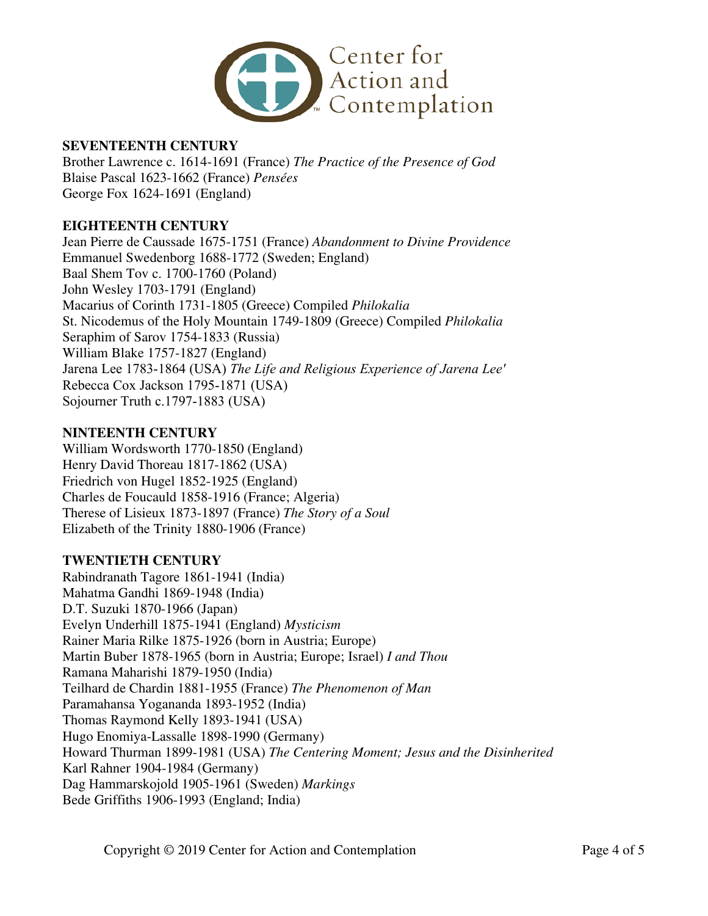## SEVENTEENTH CENTURY

Brother Lawrence c. 1614-1691 (France) *The Practice of the Presence of God*
Blaise Pascal 1623-1662 (France) *Pensées*
George Fox 1624-1691 (England)

## EIGHTEENTH CENTURY

Jean Pierre de Caussade 1675-1751 (France) *Abandonment to Divine Providence*
Emmanuel Swedenborg 1688-1772 (Sweden; England)
Baal Shem Tov c. 1700-1760 (Poland)
John Wesley 1703-1791 (England)
Macarius of Corinth 1731-1805 (Greece) Compiled *Philokalia*
St. Nicodemus of the Holy Mountain 1749-1809 (Greece) Compiled *Philokalia*
Seraphim of Sarov 1754-1833 (Russia)
William Blake 1757-1827 (England)
Jarena Lee 1783-1864 (USA) *The Life and Religious Experience of Jarena Lee'*
Rebecca Cox Jackson 1795-1871 (USA)
Sojourner Truth c.1797-1883 (USA)

## NINTEENTH CENTURY

William Wordsworth 1770-1850 (England)
Henry David Thoreau 1817-1862 (USA)
Friedrich von Hugel 1852-1925 (England)
Charles de Foucauld 1858-1916 (France; Algeria)
Therese of Lisieux 1873-1897 (France) *The Story of a Soul*
Elizabeth of the Trinity 1880-1906 (France)

## TWENTIETH CENTURY

Rabindranath Tagore 1861-1941 (India)
Mahatma Gandhi 1869-1948 (India)
D.T. Suzuki 1870-1966 (Japan)
Evelyn Underhill 1875-1941 (England) *Mysticism*
Rainer Maria Rilke 1875-1926 (born in Austria; Europe)
Martin Buber 1878-1965 (born in Austria; Europe; Israel) *I and Thou*
Ramana Maharishi 1879-1950 (India)
Teilhard de Chardin 1881-1955 (France) *The Phenomenon of Man*
Paramahansa Yogananda 1893-1952 (India)
Thomas Raymond Kelly 1893-1941 (USA)
Hugo Enomiya-Lassalle 1898-1990 (Germany)
Howard Thurman 1899-1981 (USA) *The Centering Moment; Jesus and the Disinherited*
Karl Rahner 1904-1984 (Germany)
Dag Hammarskojold 1905-1961 (Sweden) *Markings*
Bede Griffiths 1906-1993 (England; India)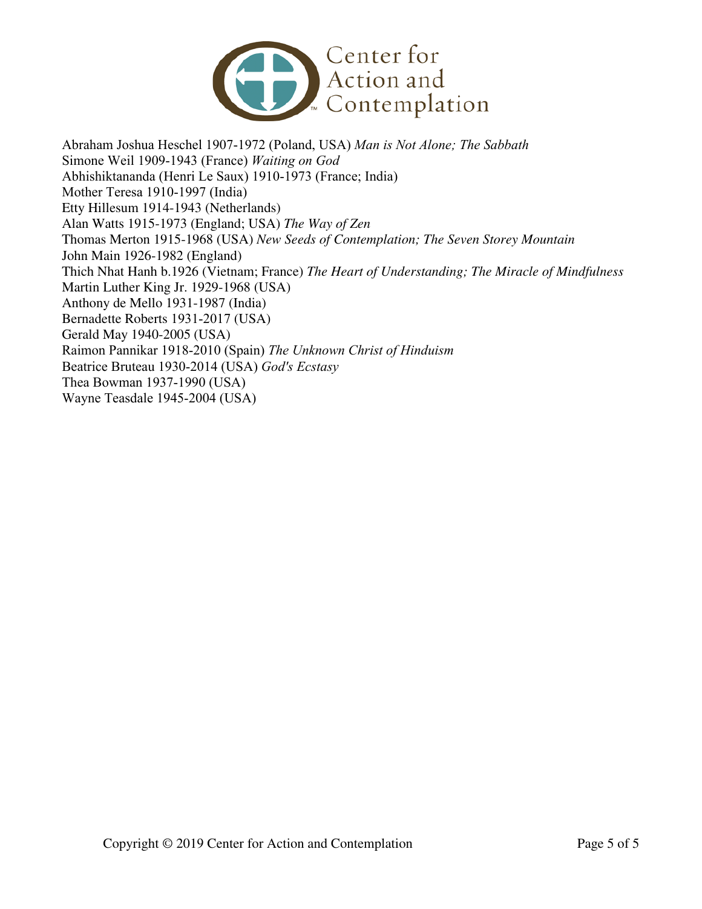Abraham Joshua Heschel 1907-1972 (Poland, USA) *Man is Not Alone; The Sabbath*
Simone Weil 1909-1943 (France) *Waiting on God*
Abhishiktananda (Henri Le Saux) 1910-1973 (France; India)
Mother Teresa 1910-1997 (India)
Etty Hillesum 1914-1943 (Netherlands)
Alan Watts 1915-1973 (England; USA) *The Way of Zen*
Thomas Merton 1915-1968 (USA) *New Seeds of Contemplation; The Seven Storey Mountain*
John Main 1926-1982 (England)
Thich Nhat Hanh b.1926 (Vietnam; France) *The Heart of Understanding; The Miracle of Mindfulness*
Martin Luther King Jr. 1929-1968 (USA)
Anthony de Mello 1931-1987 (India)
Bernadette Roberts 1931-2017 (USA)
Gerald May 1940-2005 (USA)
Raimon Pannikar 1918-2010 (Spain) *The Unknown Christ of Hinduism*
Beatrice Bruteau 1930-2014 (USA) *God's Ecstasy*
Thea Bowman 1937-1990 (USA)
Wayne Teasdale 1945-2004 (USA)